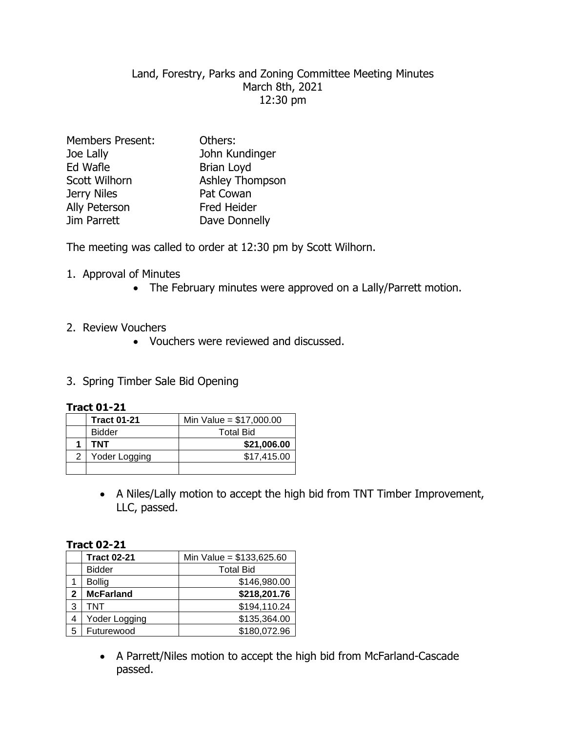# Land, Forestry, Parks and Zoning Committee Meeting Minutes
March 8th, 2021
12:30 pm

| Members Present: | Others: |
|---|---|
| Joe Lally | John Kundinger |
| Ed Wafle | Brian Loyd |
| Scott Wilhorn | Ashley Thompson |
| Jerry Niles | Pat Cowan |
| Ally Peterson | Fred Heider |
| Jim Parrett | Dave Donnelly |

The meeting was called to order at 12:30 pm by Scott Wilhorn.

1. Approval of Minutes
   - The February minutes were approved on a Lally/Parrett motion.

2. Review Vouchers
   - Vouchers were reviewed and discussed.

3. Spring Timber Sale Bid Opening

**Tract 01-21**

| | **Tract 01-21** | Min Value = $17,000.00 |
|---|---|---|
| | Bidder | Total Bid |
| **1** | **TNT** | **$21,006.00** |
| 2 | Yoder Logging | $17,415.00 |
| | | |

- A Niles/Lally motion to accept the high bid from TNT Timber Improvement, LLC, passed.

**Tract 02-21**

| | **Tract 02-21** | Min Value = $133,625.60 |
|---|---|---|
| | Bidder | Total Bid |
| 1 | Bollig | $146,980.00 |
| **2** | **McFarland** | **$218,201.76** |
| 3 | TNT | $194,110.24 |
| 4 | Yoder Logging | $135,364.00 |
| 5 | Futurewood | $180,072.96 |

- A Parrett/Niles motion to accept the high bid from McFarland-Cascade passed.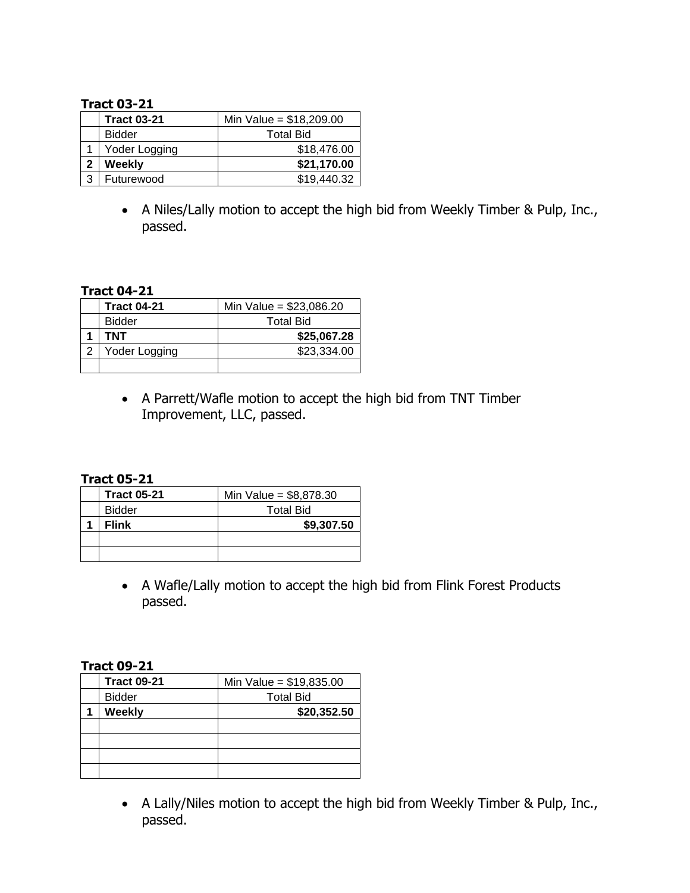**Tract 03-21**

| | **Tract 03-21** | Min Value = $18,209.00 |
|---|---|---|
| | Bidder | Total Bid |
| 1 | Yoder Logging | $18,476.00 |
| **2** | **Weekly** | **$21,170.00** |
| 3 | Futurewood | $19,440.32 |

- A Niles/Lally motion to accept the high bid from Weekly Timber & Pulp, Inc., passed.

**Tract 04-21**

| | **Tract 04-21** | Min Value = $23,086.20 |
|---|---|---|
| | Bidder | Total Bid |
| **1** | **TNT** | **$25,067.28** |
| 2 | Yoder Logging | $23,334.00 |
| | | |

- A Parrett/Wafle motion to accept the high bid from TNT Timber Improvement, LLC, passed.

**Tract 05-21**

| | **Tract 05-21** | Min Value = $8,878.30 |
|---|---|---|
| | Bidder | Total Bid |
| **1** | **Flink** | **$9,307.50** |
| | | |
| | | |

- A Wafle/Lally motion to accept the high bid from Flink Forest Products passed.

**Tract 09-21**

| | **Tract 09-21** | Min Value = $19,835.00 |
|---|---|---|
| | Bidder | Total Bid |
| **1** | **Weekly** | **$20,352.50** |
| | | |
| | | |
| | | |
| | | |

- A Lally/Niles motion to accept the high bid from Weekly Timber & Pulp, Inc., passed.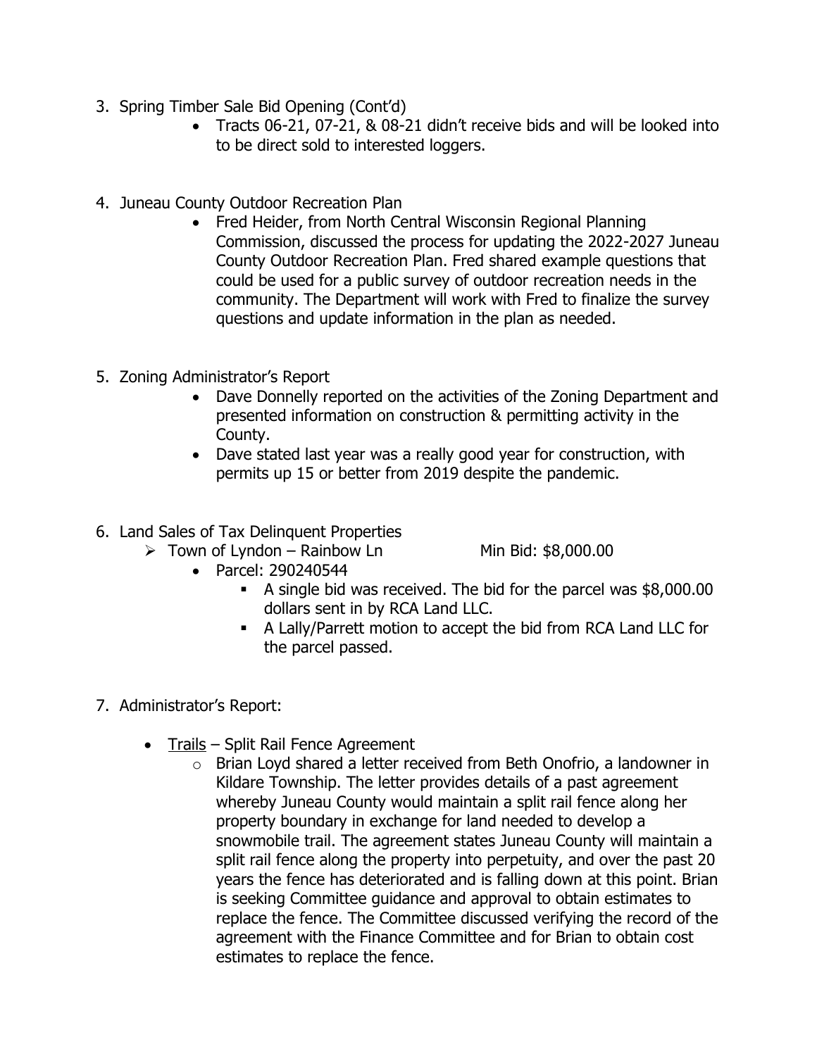3. Spring Timber Sale Bid Opening (Cont'd)
    - Tracts 06-21, 07-21, & 08-21 didn't receive bids and will be looked into to be direct sold to interested loggers.

4. Juneau County Outdoor Recreation Plan
    - Fred Heider, from North Central Wisconsin Regional Planning Commission, discussed the process for updating the 2022-2027 Juneau County Outdoor Recreation Plan. Fred shared example questions that could be used for a public survey of outdoor recreation needs in the community. The Department will work with Fred to finalize the survey questions and update information in the plan as needed.

5. Zoning Administrator's Report
    - Dave Donnelly reported on the activities of the Zoning Department and presented information on construction & permitting activity in the County.
    - Dave stated last year was a really good year for construction, with permits up 15 or better from 2019 despite the pandemic.

6. Land Sales of Tax Delinquent Properties
    - Town of Lyndon – Rainbow Ln    Min Bid: $8,000.00
        - Parcel: 290240544
            - A single bid was received. The bid for the parcel was $8,000.00 dollars sent in by RCA Land LLC.
            - A Lally/Parrett motion to accept the bid from RCA Land LLC for the parcel passed.

7. Administrator's Report:
    - <u>Trails</u> – Split Rail Fence Agreement
        - Brian Loyd shared a letter received from Beth Onofrio, a landowner in Kildare Township. The letter provides details of a past agreement whereby Juneau County would maintain a split rail fence along her property boundary in exchange for land needed to develop a snowmobile trail. The agreement states Juneau County will maintain a split rail fence along the property into perpetuity, and over the past 20 years the fence has deteriorated and is falling down at this point. Brian is seeking Committee guidance and approval to obtain estimates to replace the fence. The Committee discussed verifying the record of the agreement with the Finance Committee and for Brian to obtain cost estimates to replace the fence.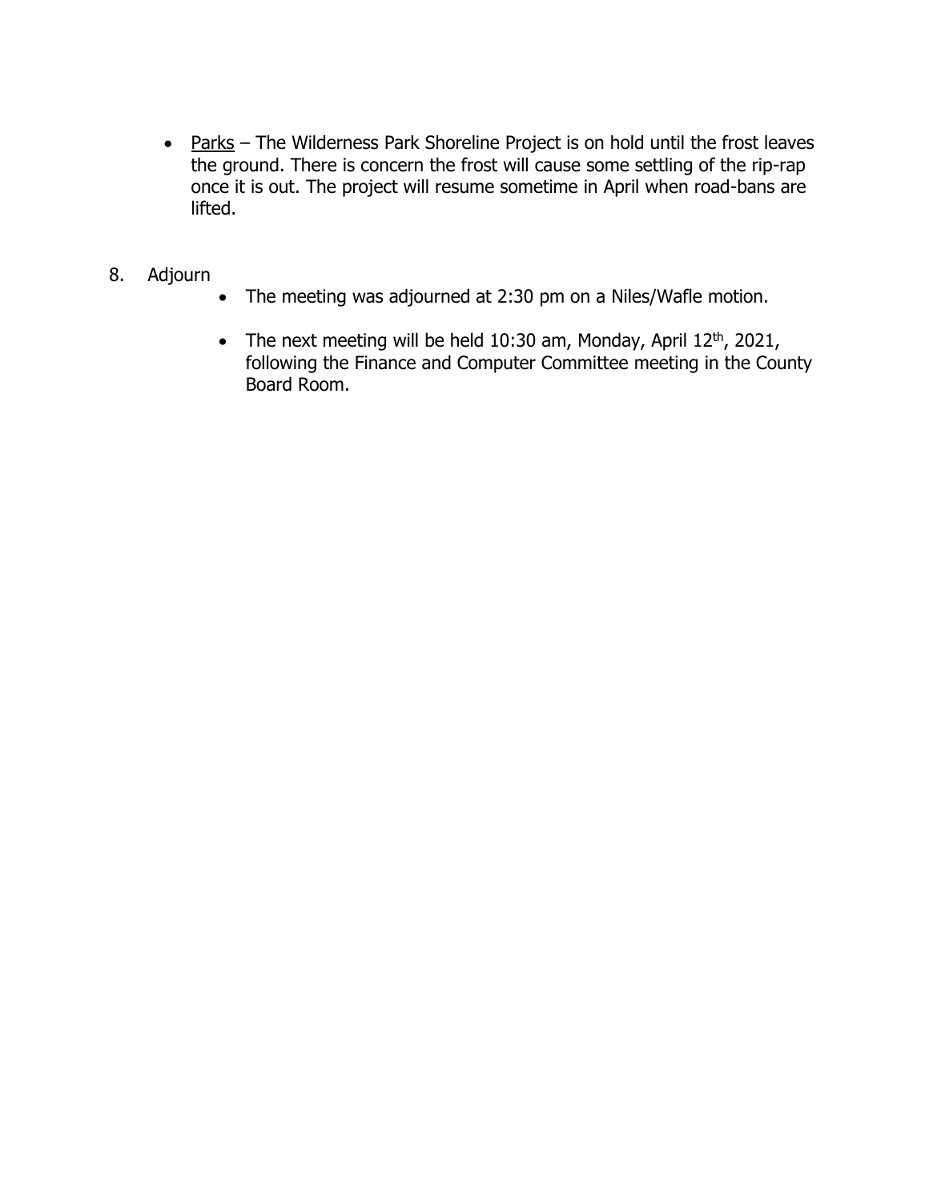- Parks – The Wilderness Park Shoreline Project is on hold until the frost leaves the ground. There is concern the frost will cause some settling of the rip-rap once it is out. The project will resume sometime in April when road-bans are lifted.

8. Adjourn
   - The meeting was adjourned at 2:30 pm on a Niles/Wafle motion.
   - The next meeting will be held 10:30 am, Monday, April 12th, 2021, following the Finance and Computer Committee meeting in the County Board Room.